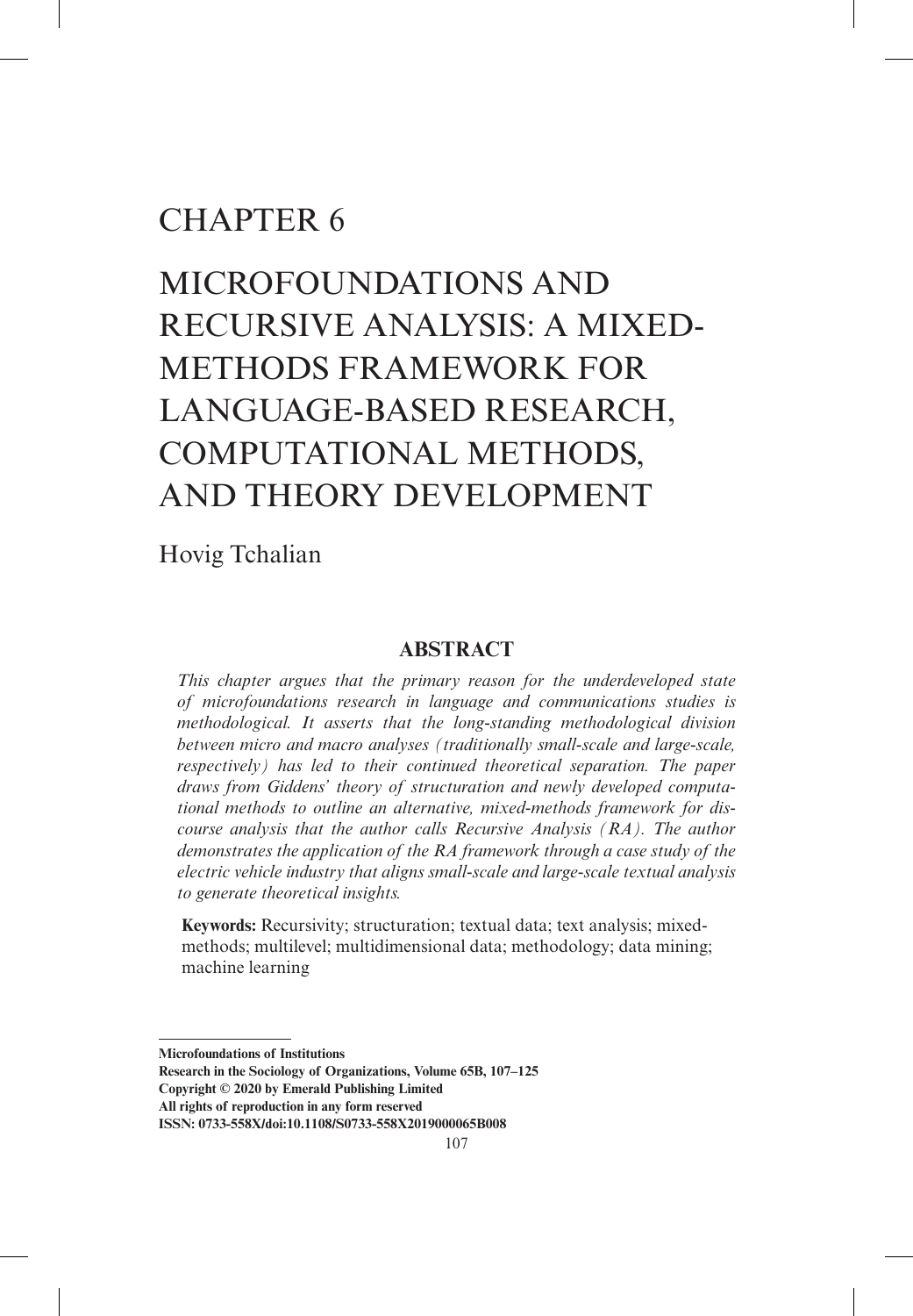# CHAPTER 6

# MICROFOUNDATIONS AND RECURSIVE ANALYSIS: A MIXED-METHODS FRAMEWORK FOR LANGUAGE-BASED RESEARCH, COMPUTATIONAL METHODS, AND THEORY DEVELOPMENT

Hovig Tchalian

## ABSTRACT

*This chapter argues that the primary reason for the underdeveloped state of microfoundations research in language and communications studies is methodological. It asserts that the long-standing methodological division between micro and macro analyses (traditionally small-scale and large-scale, respectively) has led to their continued theoretical separation. The paper draws from Giddens' theory of structuration and newly developed computational methods to outline an alternative, mixed-methods framework for discourse analysis that the author calls Recursive Analysis (RA). The author demonstrates the application of the RA framework through a case study of the electric vehicle industry that aligns small-scale and large-scale textual analysis to generate theoretical insights.*

**Keywords:** Recursivity; structuration; textual data; text analysis; mixed-methods; multilevel; multidimensional data; methodology; data mining; machine learning

---

**Microfoundations of Institutions**
**Research in the Sociology of Organizations, Volume 65B, 107–125**
**Copyright © 2020 by Emerald Publishing Limited**
**All rights of reproduction in any form reserved**
**ISSN: 0733-558X/doi:10.1108/S0733-558X2019000065B008**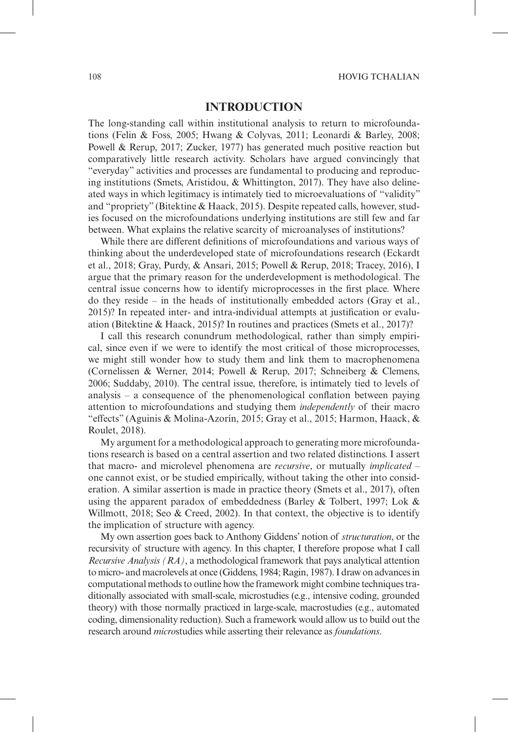## INTRODUCTION

The long-standing call within institutional analysis to return to microfoundations (Felin & Foss, 2005; Hwang & Colyvas, 2011; Leonardi & Barley, 2008; Powell & Rerup, 2017; Zucker, 1977) has generated much positive reaction but comparatively little research activity. Scholars have argued convincingly that "everyday" activities and processes are fundamental to producing and reproducing institutions (Smets, Aristidou, & Whittington, 2017). They have also delineated ways in which legitimacy is intimately tied to microevaluations of "validity" and "propriety" (Bitektine & Haack, 2015). Despite repeated calls, however, studies focused on the microfoundations underlying institutions are still few and far between. What explains the relative scarcity of microanalyses of institutions?

While there are different definitions of microfoundations and various ways of thinking about the underdeveloped state of microfoundations research (Eckardt et al., 2018; Gray, Purdy, & Ansari, 2015; Powell & Rerup, 2018; Tracey, 2016), I argue that the primary reason for the underdevelopment is methodological. The central issue concerns how to identify microprocesses in the first place. Where do they reside – in the heads of institutionally embedded actors (Gray et al., 2015)? In repeated inter- and intra-individual attempts at justification or evaluation (Bitektine & Haack, 2015)? In routines and practices (Smets et al., 2017)?

I call this research conundrum methodological, rather than simply empirical, since even if we were to identify the most critical of those microprocesses, we might still wonder how to study them and link them to macrophenomena (Cornelissen & Werner, 2014; Powell & Rerup, 2017; Schneiberg & Clemens, 2006; Suddaby, 2010). The central issue, therefore, is intimately tied to levels of analysis – a consequence of the phenomenological conflation between paying attention to microfoundations and studying them *independently* of their macro "effects" (Aguinis & Molina-Azorín, 2015; Gray et al., 2015; Harmon, Haack, & Roulet, 2018).

My argument for a methodological approach to generating more microfoundations research is based on a central assertion and two related distinctions. I assert that macro- and microlevel phenomena are *recursive*, or mutually *implicated* – one cannot exist, or be studied empirically, without taking the other into consideration. A similar assertion is made in practice theory (Smets et al., 2017), often using the apparent paradox of embeddedness (Barley & Tolbert, 1997; Lok & Willmott, 2018; Seo & Creed, 2002). In that context, the objective is to identify the implication of structure with agency.

My own assertion goes back to Anthony Giddens' notion of *structuration*, or the recursivity of structure with agency. In this chapter, I therefore propose what I call *Recursive Analysis (RA)*, a methodological framework that pays analytical attention to micro- and macrolevels at once (Giddens, 1984; Ragin, 1987). I draw on advances in computational methods to outline how the framework might combine techniques traditionally associated with small-scale, microstudies (e.g., intensive coding, grounded theory) with those normally practiced in large-scale, macrostudies (e.g., automated coding, dimensionality reduction). Such a framework would allow us to build out the research around *micro*studies while asserting their relevance as *foundations*.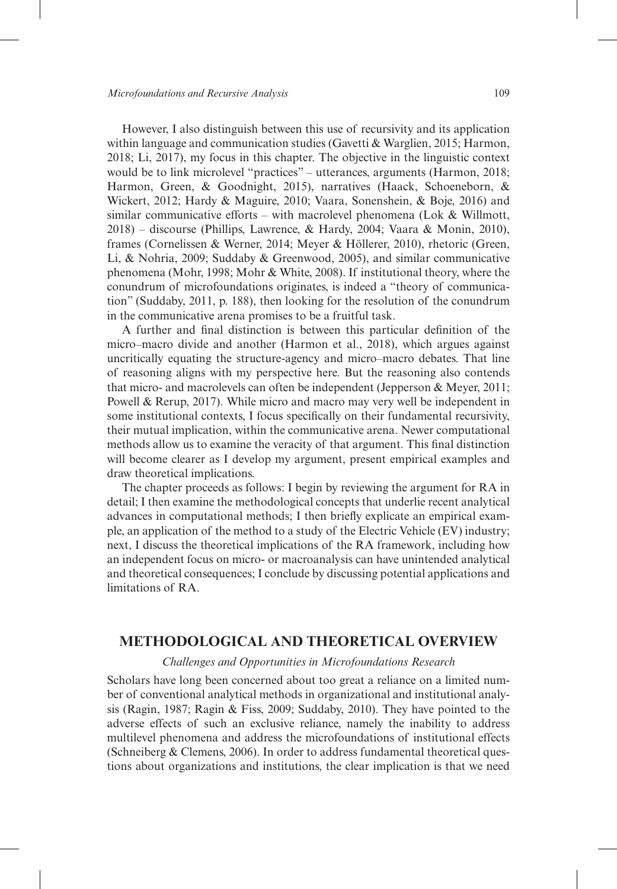However, I also distinguish between this use of recursivity and its application within language and communication studies (Gavetti & Warglien, 2015; Harmon, 2018; Li, 2017), my focus in this chapter. The objective in the linguistic context would be to link microlevel "practices" – utterances, arguments (Harmon, 2018; Harmon, Green, & Goodnight, 2015), narratives (Haack, Schoeneborn, & Wickert, 2012; Hardy & Maguire, 2010; Vaara, Sonenshein, & Boje, 2016) and similar communicative efforts – with macrolevel phenomena (Lok & Willmott, 2018) – discourse (Phillips, Lawrence, & Hardy, 2004; Vaara & Monin, 2010), frames (Cornelissen & Werner, 2014; Meyer & Höllerer, 2010), rhetoric (Green, Li, & Nohria, 2009; Suddaby & Greenwood, 2005), and similar communicative phenomena (Mohr, 1998; Mohr & White, 2008). If institutional theory, where the conundrum of microfoundations originates, is indeed a "theory of communication" (Suddaby, 2011, p. 188), then looking for the resolution of the conundrum in the communicative arena promises to be a fruitful task.

A further and final distinction is between this particular definition of the micro–macro divide and another (Harmon et al., 2018), which argues against uncritically equating the structure-agency and micro–macro debates. That line of reasoning aligns with my perspective here. But the reasoning also contends that micro- and macrolevels can often be independent (Jepperson & Meyer, 2011; Powell & Rerup, 2017). While micro and macro may very well be independent in some institutional contexts, I focus specifically on their fundamental recursivity, their mutual implication, within the communicative arena. Newer computational methods allow us to examine the veracity of that argument. This final distinction will become clearer as I develop my argument, present empirical examples and draw theoretical implications.

The chapter proceeds as follows: I begin by reviewing the argument for RA in detail; I then examine the methodological concepts that underlie recent analytical advances in computational methods; I then briefly explicate an empirical example, an application of the method to a study of the Electric Vehicle (EV) industry; next, I discuss the theoretical implications of the RA framework, including how an independent focus on micro- or macroanalysis can have unintended analytical and theoretical consequences; I conclude by discussing potential applications and limitations of RA.

## METHODOLOGICAL AND THEORETICAL OVERVIEW

### *Challenges and Opportunities in Microfoundations Research*

Scholars have long been concerned about too great a reliance on a limited number of conventional analytical methods in organizational and institutional analysis (Ragin, 1987; Ragin & Fiss, 2009; Suddaby, 2010). They have pointed to the adverse effects of such an exclusive reliance, namely the inability to address multilevel phenomena and address the microfoundations of institutional effects (Schneiberg & Clemens, 2006). In order to address fundamental theoretical questions about organizations and institutions, the clear implication is that we need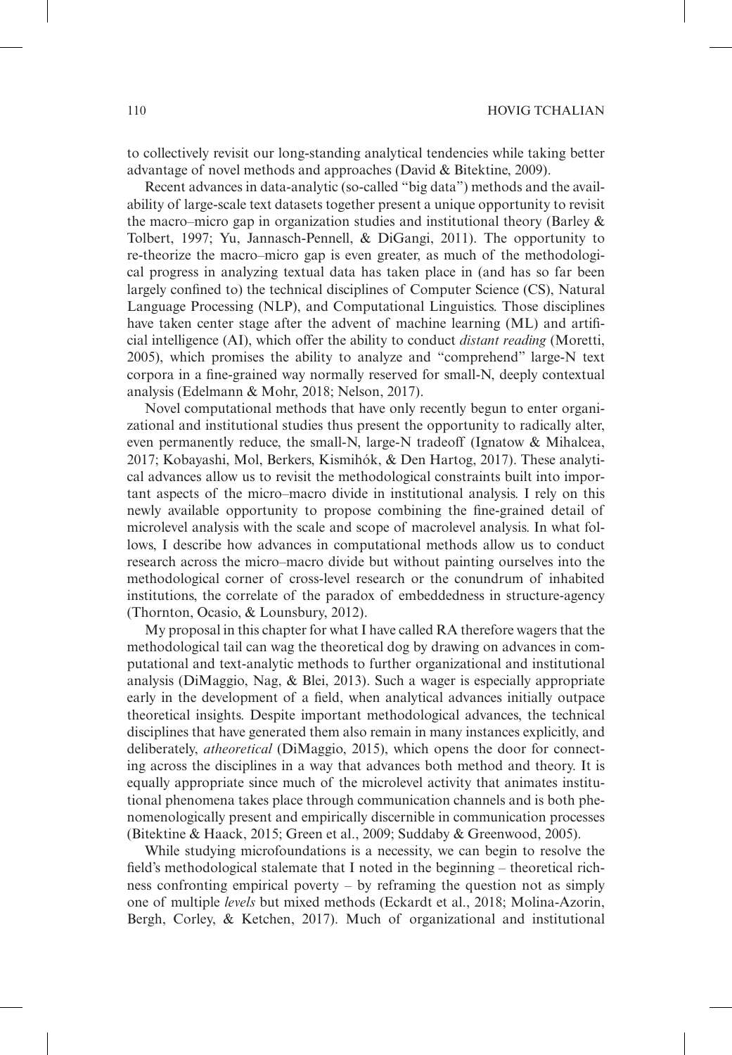to collectively revisit our long-standing analytical tendencies while taking better advantage of novel methods and approaches (David & Bitektine, 2009).

Recent advances in data-analytic (so-called "big data") methods and the availability of large-scale text datasets together present a unique opportunity to revisit the macro–micro gap in organization studies and institutional theory (Barley & Tolbert, 1997; Yu, Jannasch-Pennell, & DiGangi, 2011). The opportunity to re-theorize the macro–micro gap is even greater, as much of the methodological progress in analyzing textual data has taken place in (and has so far been largely confined to) the technical disciplines of Computer Science (CS), Natural Language Processing (NLP), and Computational Linguistics. Those disciplines have taken center stage after the advent of machine learning (ML) and artificial intelligence (AI), which offer the ability to conduct *distant reading* (Moretti, 2005), which promises the ability to analyze and "comprehend" large-N text corpora in a fine-grained way normally reserved for small-N, deeply contextual analysis (Edelmann & Mohr, 2018; Nelson, 2017).

Novel computational methods that have only recently begun to enter organizational and institutional studies thus present the opportunity to radically alter, even permanently reduce, the small-N, large-N tradeoff (Ignatow & Mihalcea, 2017; Kobayashi, Mol, Berkers, Kismihók, & Den Hartog, 2017). These analytical advances allow us to revisit the methodological constraints built into important aspects of the micro–macro divide in institutional analysis. I rely on this newly available opportunity to propose combining the fine-grained detail of microlevel analysis with the scale and scope of macrolevel analysis. In what follows, I describe how advances in computational methods allow us to conduct research across the micro–macro divide but without painting ourselves into the methodological corner of cross-level research or the conundrum of inhabited institutions, the correlate of the paradox of embeddedness in structure-agency (Thornton, Ocasio, & Lounsbury, 2012).

My proposal in this chapter for what I have called RA therefore wagers that the methodological tail can wag the theoretical dog by drawing on advances in computational and text-analytic methods to further organizational and institutional analysis (DiMaggio, Nag, & Blei, 2013). Such a wager is especially appropriate early in the development of a field, when analytical advances initially outpace theoretical insights. Despite important methodological advances, the technical disciplines that have generated them also remain in many instances explicitly, and deliberately, *atheoretical* (DiMaggio, 2015), which opens the door for connecting across the disciplines in a way that advances both method and theory. It is equally appropriate since much of the microlevel activity that animates institutional phenomena takes place through communication channels and is both phenomenologically present and empirically discernible in communication processes (Bitektine & Haack, 2015; Green et al., 2009; Suddaby & Greenwood, 2005).

While studying microfoundations is a necessity, we can begin to resolve the field's methodological stalemate that I noted in the beginning – theoretical richness confronting empirical poverty – by reframing the question not as simply one of multiple *levels* but mixed methods (Eckardt et al., 2018; Molina-Azorin, Bergh, Corley, & Ketchen, 2017). Much of organizational and institutional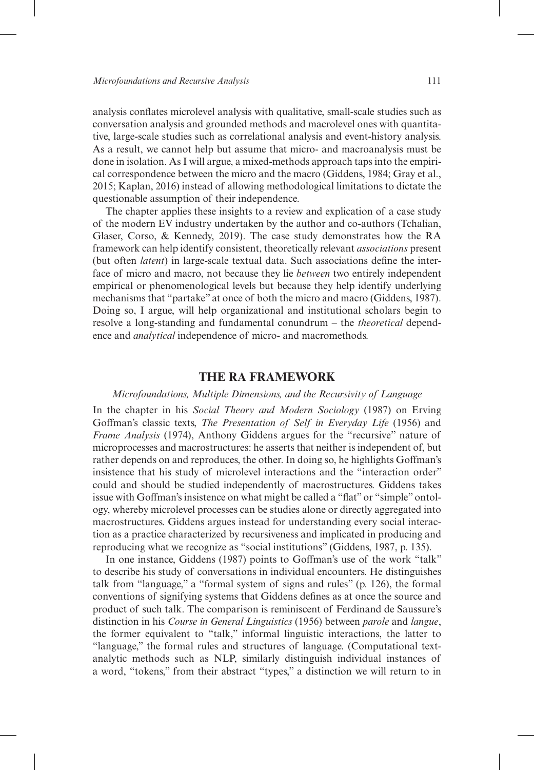analysis conflates microlevel analysis with qualitative, small-scale studies such as conversation analysis and grounded methods and macrolevel ones with quantitative, large-scale studies such as correlational analysis and event-history analysis. As a result, we cannot help but assume that micro- and macroanalysis must be done in isolation. As I will argue, a mixed-methods approach taps into the empirical correspondence between the micro and the macro (Giddens, 1984; Gray et al., 2015; Kaplan, 2016) instead of allowing methodological limitations to dictate the questionable assumption of their independence.

The chapter applies these insights to a review and explication of a case study of the modern EV industry undertaken by the author and co-authors (Tchalian, Glaser, Corso, & Kennedy, 2019). The case study demonstrates how the RA framework can help identify consistent, theoretically relevant *associations* present (but often *latent*) in large-scale textual data. Such associations define the interface of micro and macro, not because they lie *between* two entirely independent empirical or phenomenological levels but because they help identify underlying mechanisms that "partake" at once of both the micro and macro (Giddens, 1987). Doing so, I argue, will help organizational and institutional scholars begin to resolve a long-standing and fundamental conundrum – the *theoretical* dependence and *analytical* independence of micro- and macromethods.

## THE RA FRAMEWORK

### *Microfoundations, Multiple Dimensions, and the Recursivity of Language*

In the chapter in his *Social Theory and Modern Sociology* (1987) on Erving Goffman's classic texts, *The Presentation of Self in Everyday Life* (1956) and *Frame Analysis* (1974), Anthony Giddens argues for the "recursive" nature of microprocesses and macrostructures: he asserts that neither is independent of, but rather depends on and reproduces, the other. In doing so, he highlights Goffman's insistence that his study of microlevel interactions and the "interaction order" could and should be studied independently of macrostructures. Giddens takes issue with Goffman's insistence on what might be called a "flat" or "simple" ontology, whereby microlevel processes can be studies alone or directly aggregated into macrostructures. Giddens argues instead for understanding every social interaction as a practice characterized by recursiveness and implicated in producing and reproducing what we recognize as "social institutions" (Giddens, 1987, p. 135).

In one instance, Giddens (1987) points to Goffman's use of the work "talk" to describe his study of conversations in individual encounters. He distinguishes talk from "language," a "formal system of signs and rules" (p. 126), the formal conventions of signifying systems that Giddens defines as at once the source and product of such talk. The comparison is reminiscent of Ferdinand de Saussure's distinction in his *Course in General Linguistics* (1956) between *parole* and *langue*, the former equivalent to "talk," informal linguistic interactions, the latter to "language," the formal rules and structures of language. (Computational text-analytic methods such as NLP, similarly distinguish individual instances of a word, "tokens," from their abstract "types," a distinction we will return to in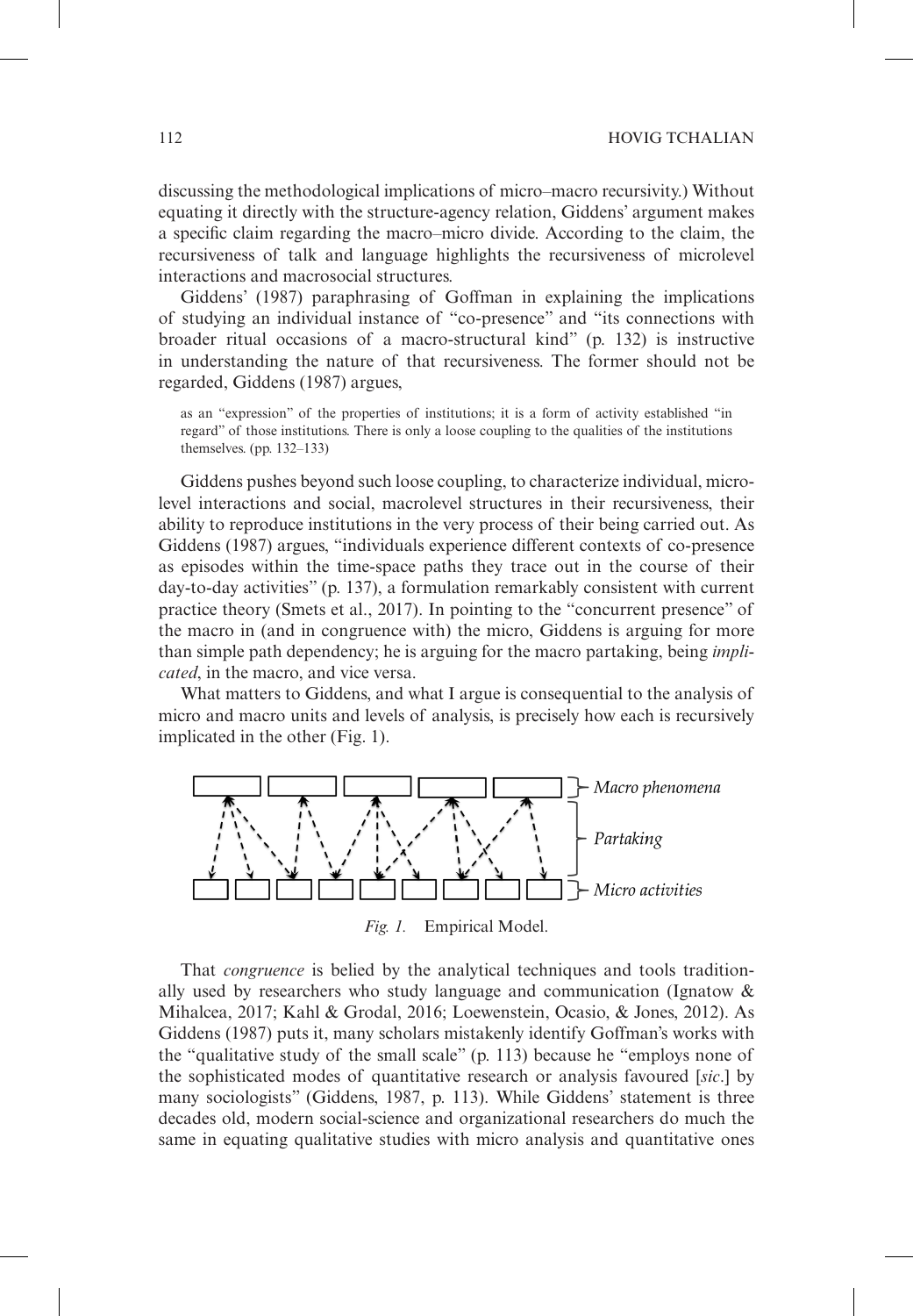discussing the methodological implications of micro–macro recursivity.) Without equating it directly with the structure-agency relation, Giddens' argument makes a specific claim regarding the macro–micro divide. According to the claim, the recursiveness of talk and language highlights the recursiveness of microlevel interactions and macrosocial structures.

Giddens' (1987) paraphrasing of Goffman in explaining the implications of studying an individual instance of "co-presence" and "its connections with broader ritual occasions of a macro-structural kind" (p. 132) is instructive in understanding the nature of that recursiveness. The former should not be regarded, Giddens (1987) argues,

> as an "expression" of the properties of institutions; it is a form of activity established "in regard" of those institutions. There is only a loose coupling to the qualities of the institutions themselves. (pp. 132–133)

Giddens pushes beyond such loose coupling, to characterize individual, microlevel interactions and social, macrolevel structures in their recursiveness, their ability to reproduce institutions in the very process of their being carried out. As Giddens (1987) argues, "individuals experience different contexts of co-presence as episodes within the time-space paths they trace out in the course of their day-to-day activities" (p. 137), a formulation remarkably consistent with current practice theory (Smets et al., 2017). In pointing to the "concurrent presence" of the macro in (and in congruence with) the micro, Giddens is arguing for more than simple path dependency; he is arguing for the macro partaking, being *implicated*, in the macro, and vice versa.

What matters to Giddens, and what I argue is consequential to the analysis of micro and macro units and levels of analysis, is precisely how each is recursively implicated in the other (Fig. 1).

*Fig. 1.* Empirical Model.

That *congruence* is belied by the analytical techniques and tools traditionally used by researchers who study language and communication (Ignatow & Mihalcea, 2017; Kahl & Grodal, 2016; Loewenstein, Ocasio, & Jones, 2012). As Giddens (1987) puts it, many scholars mistakenly identify Goffman's works with the "qualitative study of the small scale" (p. 113) because he "employs none of the sophisticated modes of quantitative research or analysis favoured [*sic*.] by many sociologists" (Giddens, 1987, p. 113). While Giddens' statement is three decades old, modern social-science and organizational researchers do much the same in equating qualitative studies with micro analysis and quantitative ones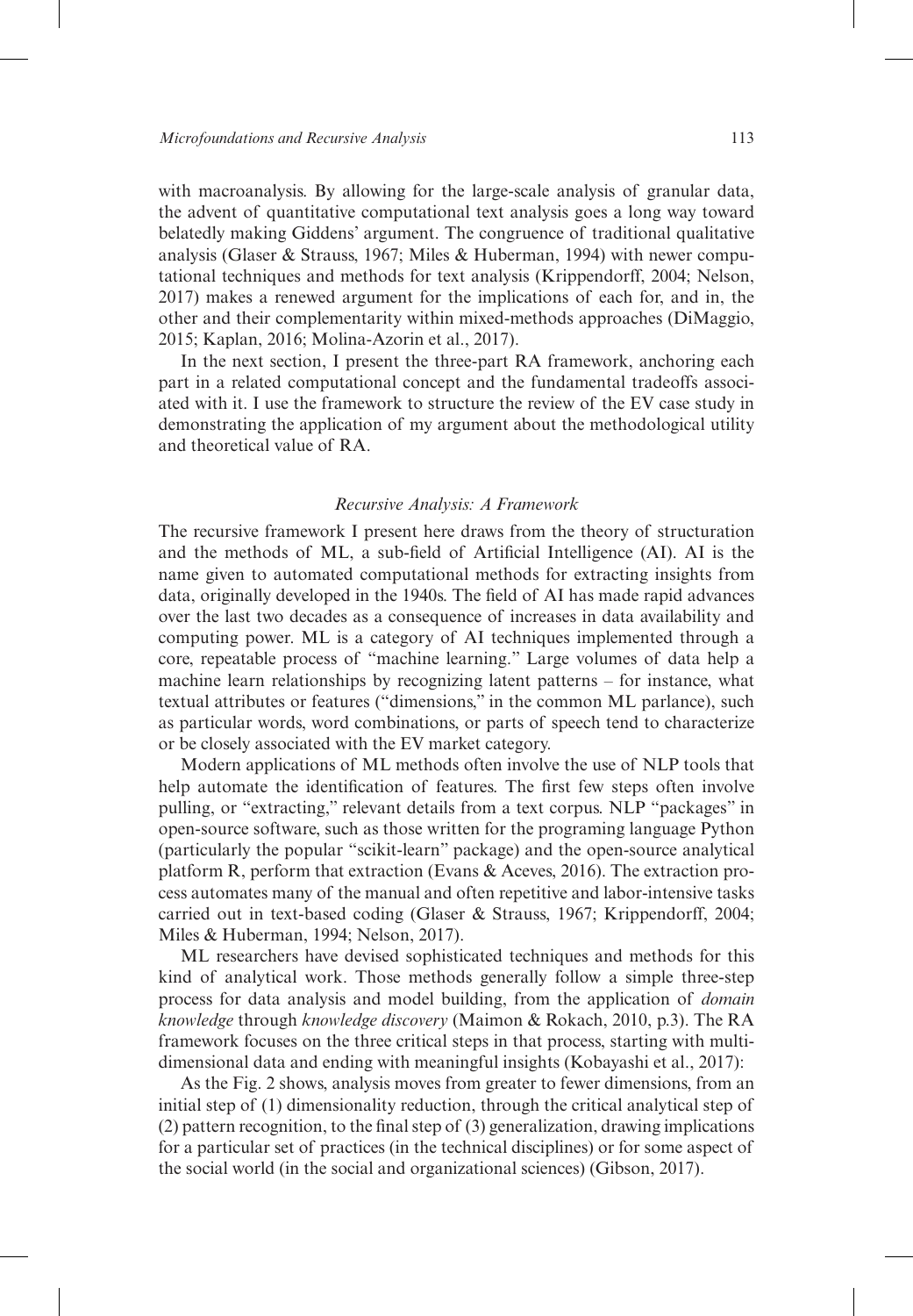with macroanalysis. By allowing for the large-scale analysis of granular data, the advent of quantitative computational text analysis goes a long way toward belatedly making Giddens' argument. The congruence of traditional qualitative analysis (Glaser & Strauss, 1967; Miles & Huberman, 1994) with newer computational techniques and methods for text analysis (Krippendorff, 2004; Nelson, 2017) makes a renewed argument for the implications of each for, and in, the other and their complementarity within mixed-methods approaches (DiMaggio, 2015; Kaplan, 2016; Molina-Azorin et al., 2017).

In the next section, I present the three-part RA framework, anchoring each part in a related computational concept and the fundamental tradeoffs associated with it. I use the framework to structure the review of the EV case study in demonstrating the application of my argument about the methodological utility and theoretical value of RA.

### *Recursive Analysis: A Framework*

The recursive framework I present here draws from the theory of structuration and the methods of ML, a sub-field of Artificial Intelligence (AI). AI is the name given to automated computational methods for extracting insights from data, originally developed in the 1940s. The field of AI has made rapid advances over the last two decades as a consequence of increases in data availability and computing power. ML is a category of AI techniques implemented through a core, repeatable process of "machine learning." Large volumes of data help a machine learn relationships by recognizing latent patterns – for instance, what textual attributes or features ("dimensions," in the common ML parlance), such as particular words, word combinations, or parts of speech tend to characterize or be closely associated with the EV market category.

Modern applications of ML methods often involve the use of NLP tools that help automate the identification of features. The first few steps often involve pulling, or "extracting," relevant details from a text corpus. NLP "packages" in open-source software, such as those written for the programing language Python (particularly the popular "scikit-learn" package) and the open-source analytical platform R, perform that extraction (Evans & Aceves, 2016). The extraction process automates many of the manual and often repetitive and labor-intensive tasks carried out in text-based coding (Glaser & Strauss, 1967; Krippendorff, 2004; Miles & Huberman, 1994; Nelson, 2017).

ML researchers have devised sophisticated techniques and methods for this kind of analytical work. Those methods generally follow a simple three-step process for data analysis and model building, from the application of *domain knowledge* through *knowledge discovery* (Maimon & Rokach, 2010, p.3). The RA framework focuses on the three critical steps in that process, starting with multidimensional data and ending with meaningful insights (Kobayashi et al., 2017):

As the Fig. 2 shows, analysis moves from greater to fewer dimensions, from an initial step of (1) dimensionality reduction, through the critical analytical step of (2) pattern recognition, to the final step of (3) generalization, drawing implications for a particular set of practices (in the technical disciplines) or for some aspect of the social world (in the social and organizational sciences) (Gibson, 2017).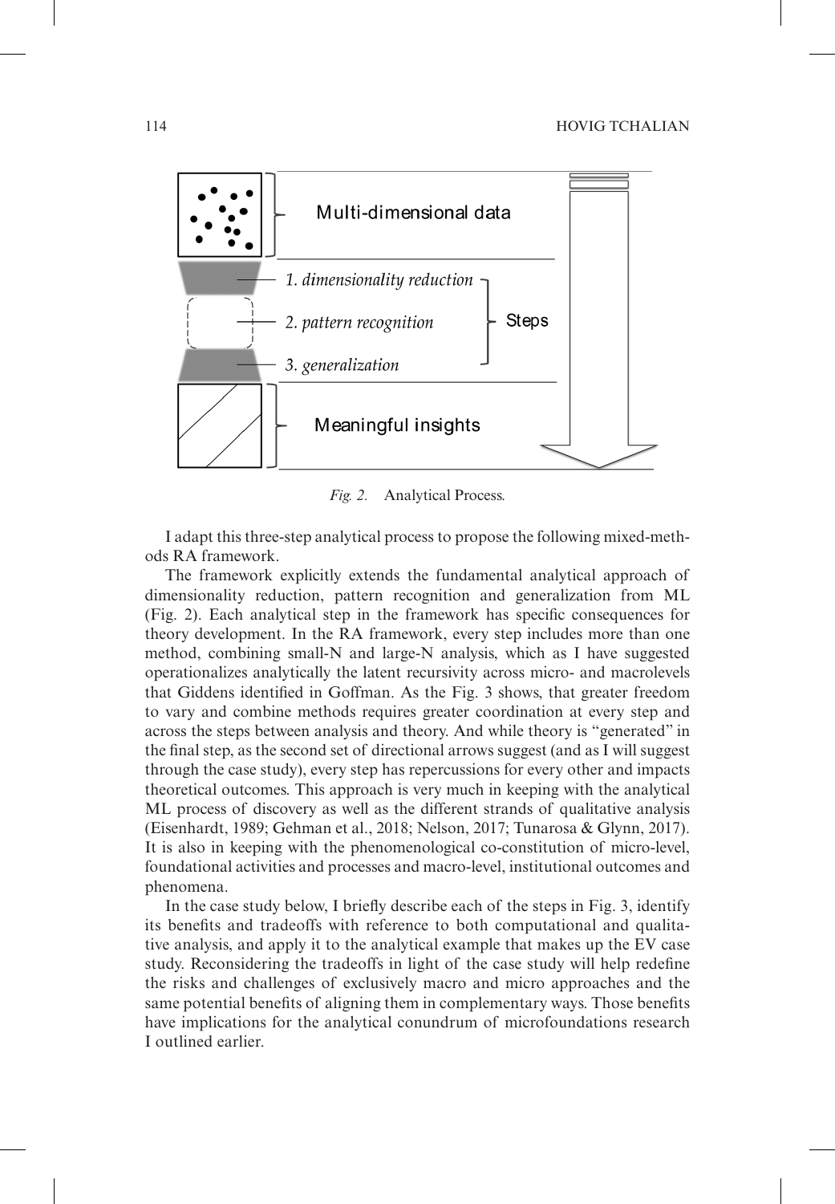Multi-dimensional data

*1. dimensionality reduction*

*2. pattern recognition*

*3. generalization*

Steps

Meaningful insights

*Fig. 2.* Analytical Process.

I adapt this three-step analytical process to propose the following mixed-methods RA framework.

The framework explicitly extends the fundamental analytical approach of dimensionality reduction, pattern recognition and generalization from ML (Fig. 2). Each analytical step in the framework has specific consequences for theory development. In the RA framework, every step includes more than one method, combining small-N and large-N analysis, which as I have suggested operationalizes analytically the latent recursivity across micro- and macrolevels that Giddens identified in Goffman. As the Fig. 3 shows, that greater freedom to vary and combine methods requires greater coordination at every step and across the steps between analysis and theory. And while theory is "generated" in the final step, as the second set of directional arrows suggest (and as I will suggest through the case study), every step has repercussions for every other and impacts theoretical outcomes. This approach is very much in keeping with the analytical ML process of discovery as well as the different strands of qualitative analysis (Eisenhardt, 1989; Gehman et al., 2018; Nelson, 2017; Tunarosa & Glynn, 2017). It is also in keeping with the phenomenological co-constitution of micro-level, foundational activities and processes and macro-level, institutional outcomes and phenomena.

In the case study below, I briefly describe each of the steps in Fig. 3, identify its benefits and tradeoffs with reference to both computational and qualitative analysis, and apply it to the analytical example that makes up the EV case study. Reconsidering the tradeoffs in light of the case study will help redefine the risks and challenges of exclusively macro and micro approaches and the same potential benefits of aligning them in complementary ways. Those benefits have implications for the analytical conundrum of microfoundations research I outlined earlier.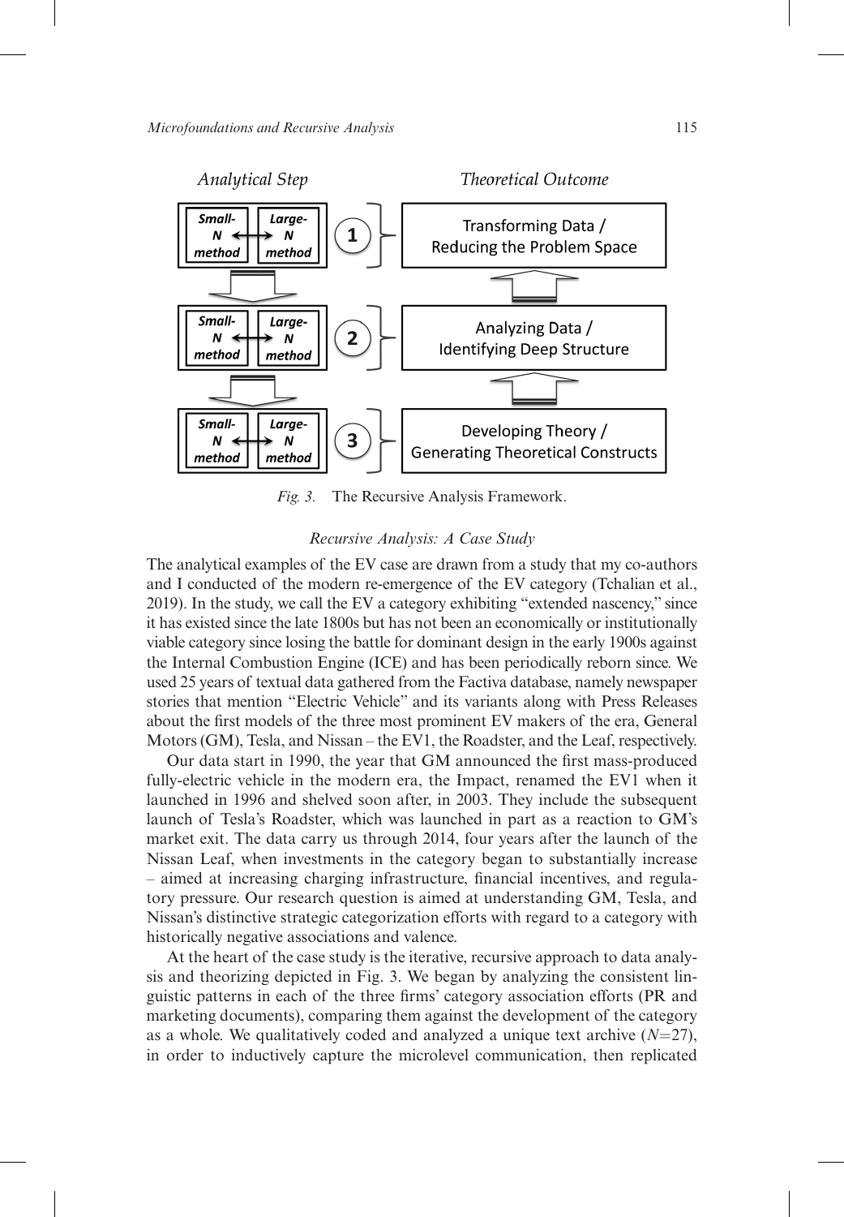| Analytical Step | | Theoretical Outcome |
|---|---|---|
| Small-N method ↔ Large-N method | 1 | Transforming Data / Reducing the Problem Space |
| Small-N method ↔ Large-N method | 2 | Analyzing Data / Identifying Deep Structure |
| Small-N method ↔ Large-N method | 3 | Developing Theory / Generating Theoretical Constructs |

*Fig. 3.* The Recursive Analysis Framework.

### *Recursive Analysis: A Case Study*

The analytical examples of the EV case are drawn from a study that my co-authors and I conducted of the modern re-emergence of the EV category (Tchalian et al., 2019). In the study, we call the EV a category exhibiting "extended nascency," since it has existed since the late 1800s but has not been an economically or institutionally viable category since losing the battle for dominant design in the early 1900s against the Internal Combustion Engine (ICE) and has been periodically reborn since. We used 25 years of textual data gathered from the Factiva database, namely newspaper stories that mention "Electric Vehicle" and its variants along with Press Releases about the first models of the three most prominent EV makers of the era, General Motors (GM), Tesla, and Nissan – the EV1, the Roadster, and the Leaf, respectively.

Our data start in 1990, the year that GM announced the first mass-produced fully-electric vehicle in the modern era, the Impact, renamed the EV1 when it launched in 1996 and shelved soon after, in 2003. They include the subsequent launch of Tesla's Roadster, which was launched in part as a reaction to GM's market exit. The data carry us through 2014, four years after the launch of the Nissan Leaf, when investments in the category began to substantially increase – aimed at increasing charging infrastructure, financial incentives, and regulatory pressure. Our research question is aimed at understanding GM, Tesla, and Nissan's distinctive strategic categorization efforts with regard to a category with historically negative associations and valence.

At the heart of the case study is the iterative, recursive approach to data analysis and theorizing depicted in Fig. 3. We began by analyzing the consistent linguistic patterns in each of the three firms' category association efforts (PR and marketing documents), comparing them against the development of the category as a whole. We qualitatively coded and analyzed a unique text archive ($N=27$), in order to inductively capture the microlevel communication, then replicated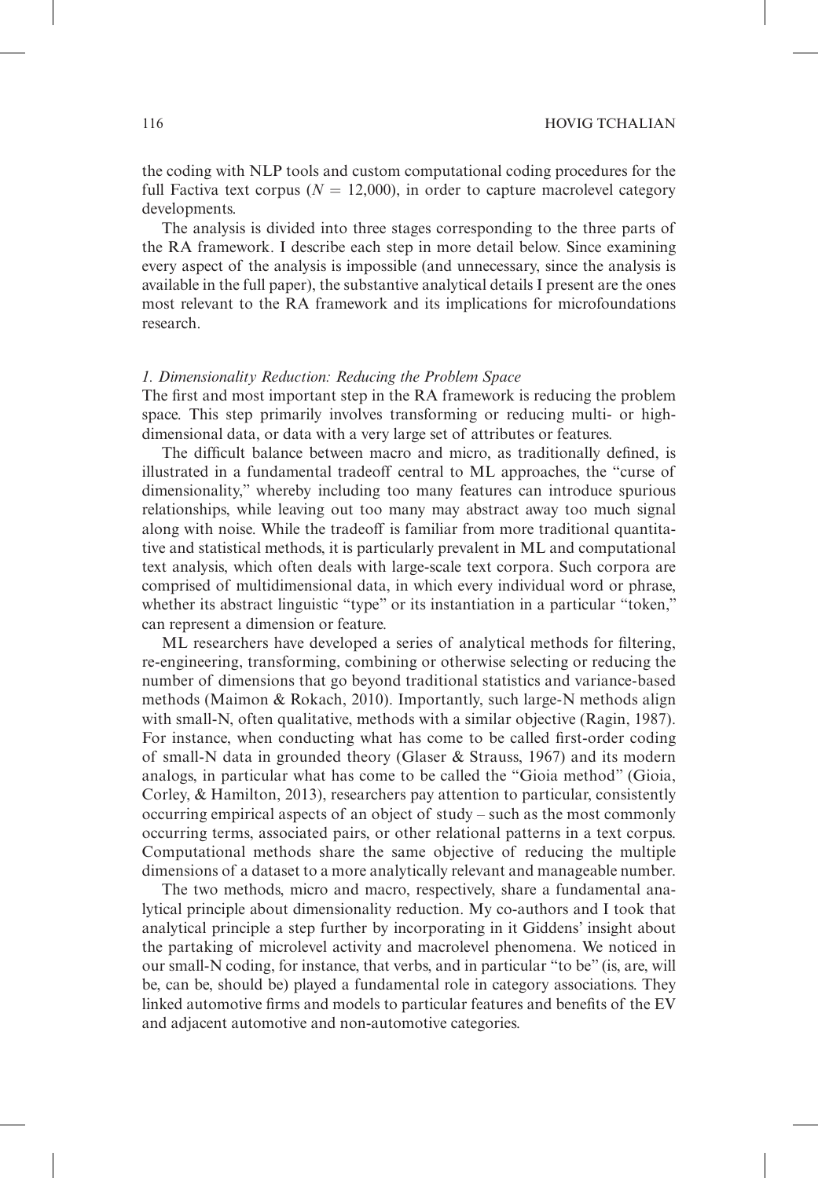the coding with NLP tools and custom computational coding procedures for the full Factiva text corpus ($N = 12{,}000$), in order to capture macrolevel category developments.

The analysis is divided into three stages corresponding to the three parts of the RA framework. I describe each step in more detail below. Since examining every aspect of the analysis is impossible (and unnecessary, since the analysis is available in the full paper), the substantive analytical details I present are the ones most relevant to the RA framework and its implications for microfoundations research.

### *1. Dimensionality Reduction: Reducing the Problem Space*

The first and most important step in the RA framework is reducing the problem space. This step primarily involves transforming or reducing multi- or high-dimensional data, or data with a very large set of attributes or features.

The difficult balance between macro and micro, as traditionally defined, is illustrated in a fundamental tradeoff central to ML approaches, the "curse of dimensionality," whereby including too many features can introduce spurious relationships, while leaving out too many may abstract away too much signal along with noise. While the tradeoff is familiar from more traditional quantitative and statistical methods, it is particularly prevalent in ML and computational text analysis, which often deals with large-scale text corpora. Such corpora are comprised of multidimensional data, in which every individual word or phrase, whether its abstract linguistic "type" or its instantiation in a particular "token," can represent a dimension or feature.

ML researchers have developed a series of analytical methods for filtering, re-engineering, transforming, combining or otherwise selecting or reducing the number of dimensions that go beyond traditional statistics and variance-based methods (Maimon & Rokach, 2010). Importantly, such large-N methods align with small-N, often qualitative, methods with a similar objective (Ragin, 1987). For instance, when conducting what has come to be called first-order coding of small-N data in grounded theory (Glaser & Strauss, 1967) and its modern analogs, in particular what has come to be called the "Gioia method" (Gioia, Corley, & Hamilton, 2013), researchers pay attention to particular, consistently occurring empirical aspects of an object of study – such as the most commonly occurring terms, associated pairs, or other relational patterns in a text corpus. Computational methods share the same objective of reducing the multiple dimensions of a dataset to a more analytically relevant and manageable number.

The two methods, micro and macro, respectively, share a fundamental analytical principle about dimensionality reduction. My co-authors and I took that analytical principle a step further by incorporating in it Giddens' insight about the partaking of microlevel activity and macrolevel phenomena. We noticed in our small-N coding, for instance, that verbs, and in particular "to be" (is, are, will be, can be, should be) played a fundamental role in category associations. They linked automotive firms and models to particular features and benefits of the EV and adjacent automotive and non-automotive categories.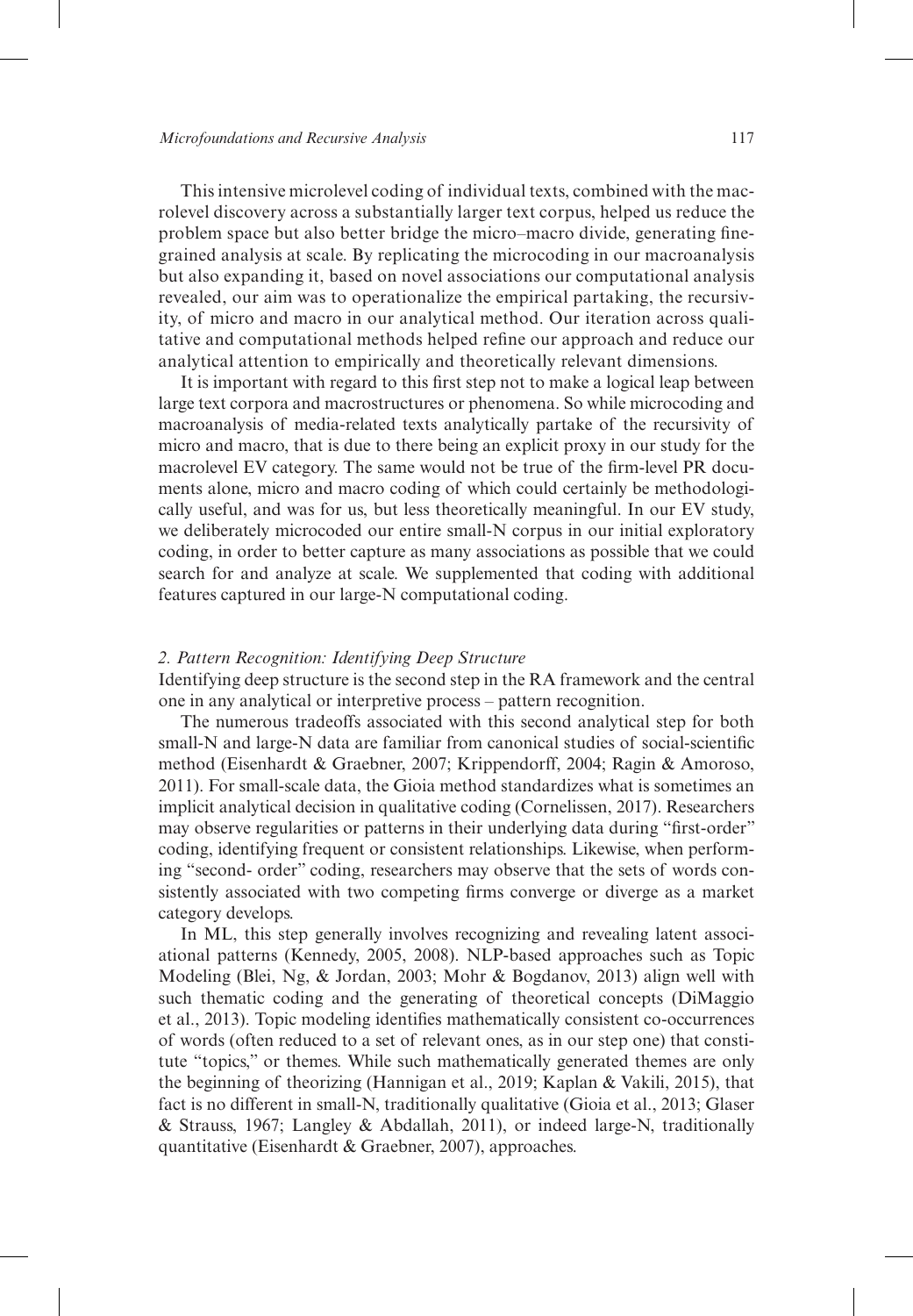This intensive microlevel coding of individual texts, combined with the macrolevel discovery across a substantially larger text corpus, helped us reduce the problem space but also better bridge the micro–macro divide, generating fine-grained analysis at scale. By replicating the microcoding in our macroanalysis but also expanding it, based on novel associations our computational analysis revealed, our aim was to operationalize the empirical partaking, the recursivity, of micro and macro in our analytical method. Our iteration across qualitative and computational methods helped refine our approach and reduce our analytical attention to empirically and theoretically relevant dimensions.

It is important with regard to this first step not to make a logical leap between large text corpora and macrostructures or phenomena. So while microcoding and macroanalysis of media-related texts analytically partake of the recursivity of micro and macro, that is due to there being an explicit proxy in our study for the macrolevel EV category. The same would not be true of the firm-level PR documents alone, micro and macro coding of which could certainly be methodologically useful, and was for us, but less theoretically meaningful. In our EV study, we deliberately microcoded our entire small-N corpus in our initial exploratory coding, in order to better capture as many associations as possible that we could search for and analyze at scale. We supplemented that coding with additional features captured in our large-N computational coding.

*2. Pattern Recognition: Identifying Deep Structure*

Identifying deep structure is the second step in the RA framework and the central one in any analytical or interpretive process – pattern recognition.

The numerous tradeoffs associated with this second analytical step for both small-N and large-N data are familiar from canonical studies of social-scientific method (Eisenhardt & Graebner, 2007; Krippendorff, 2004; Ragin & Amoroso, 2011). For small-scale data, the Gioia method standardizes what is sometimes an implicit analytical decision in qualitative coding (Cornelissen, 2017). Researchers may observe regularities or patterns in their underlying data during "first-order" coding, identifying frequent or consistent relationships. Likewise, when performing "second- order" coding, researchers may observe that the sets of words consistently associated with two competing firms converge or diverge as a market category develops.

In ML, this step generally involves recognizing and revealing latent associational patterns (Kennedy, 2005, 2008). NLP-based approaches such as Topic Modeling (Blei, Ng, & Jordan, 2003; Mohr & Bogdanov, 2013) align well with such thematic coding and the generating of theoretical concepts (DiMaggio et al., 2013). Topic modeling identifies mathematically consistent co-occurrences of words (often reduced to a set of relevant ones, as in our step one) that constitute "topics," or themes. While such mathematically generated themes are only the beginning of theorizing (Hannigan et al., 2019; Kaplan & Vakili, 2015), that fact is no different in small-N, traditionally qualitative (Gioia et al., 2013; Glaser & Strauss, 1967; Langley & Abdallah, 2011), or indeed large-N, traditionally quantitative (Eisenhardt & Graebner, 2007), approaches.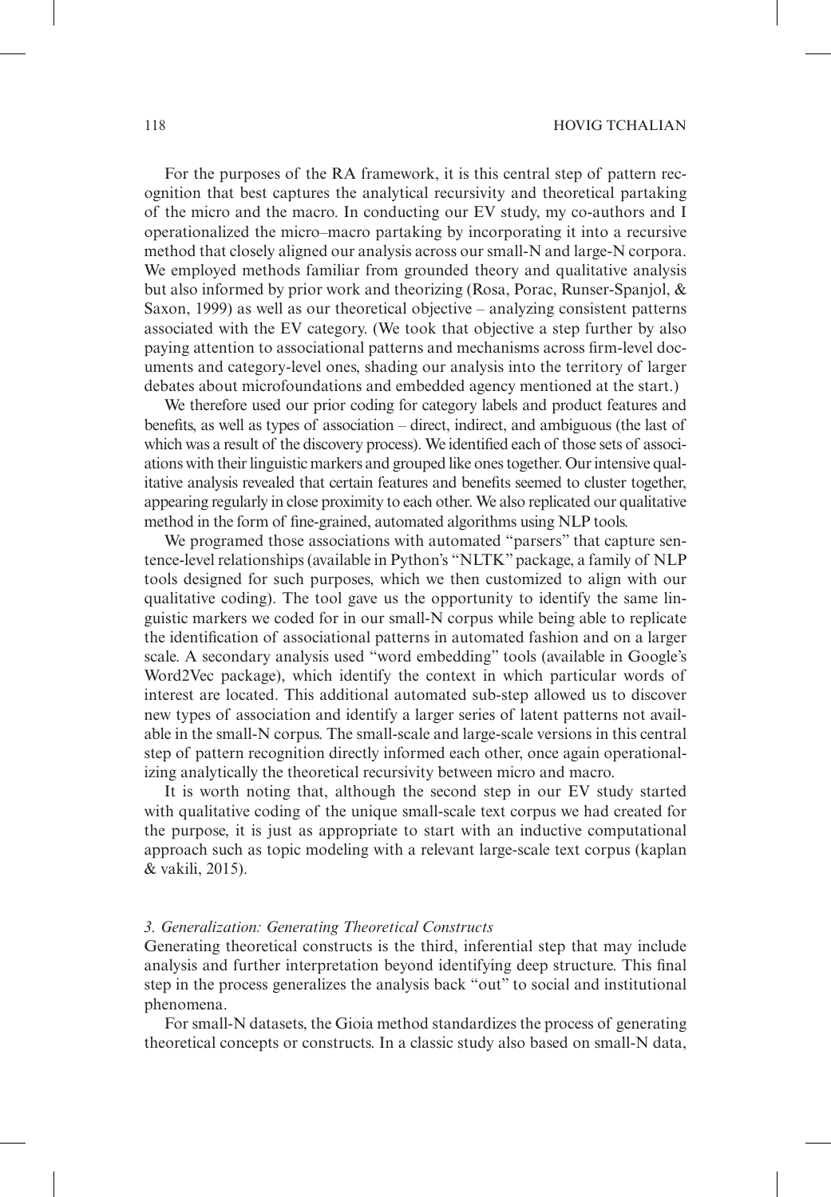For the purposes of the RA framework, it is this central step of pattern recognition that best captures the analytical recursivity and theoretical partaking of the micro and the macro. In conducting our EV study, my co-authors and I operationalized the micro–macro partaking by incorporating it into a recursive method that closely aligned our analysis across our small-N and large-N corpora. We employed methods familiar from grounded theory and qualitative analysis but also informed by prior work and theorizing (Rosa, Porac, Runser-Spanjol, & Saxon, 1999) as well as our theoretical objective – analyzing consistent patterns associated with the EV category. (We took that objective a step further by also paying attention to associational patterns and mechanisms across firm-level documents and category-level ones, shading our analysis into the territory of larger debates about microfoundations and embedded agency mentioned at the start.)

We therefore used our prior coding for category labels and product features and benefits, as well as types of association – direct, indirect, and ambiguous (the last of which was a result of the discovery process). We identified each of those sets of associations with their linguistic markers and grouped like ones together. Our intensive qualitative analysis revealed that certain features and benefits seemed to cluster together, appearing regularly in close proximity to each other. We also replicated our qualitative method in the form of fine-grained, automated algorithms using NLP tools.

We programed those associations with automated "parsers" that capture sentence-level relationships (available in Python's "NLTK" package, a family of NLP tools designed for such purposes, which we then customized to align with our qualitative coding). The tool gave us the opportunity to identify the same linguistic markers we coded for in our small-N corpus while being able to replicate the identification of associational patterns in automated fashion and on a larger scale. A secondary analysis used "word embedding" tools (available in Google's Word2Vec package), which identify the context in which particular words of interest are located. This additional automated sub-step allowed us to discover new types of association and identify a larger series of latent patterns not available in the small-N corpus. The small-scale and large-scale versions in this central step of pattern recognition directly informed each other, once again operationalizing analytically the theoretical recursivity between micro and macro.

It is worth noting that, although the second step in our EV study started with qualitative coding of the unique small-scale text corpus we had created for the purpose, it is just as appropriate to start with an inductive computational approach such as topic modeling with a relevant large-scale text corpus (kaplan & vakili, 2015).

*3. Generalization: Generating Theoretical Constructs*

Generating theoretical constructs is the third, inferential step that may include analysis and further interpretation beyond identifying deep structure. This final step in the process generalizes the analysis back "out" to social and institutional phenomena.

For small-N datasets, the Gioia method standardizes the process of generating theoretical concepts or constructs. In a classic study also based on small-N data,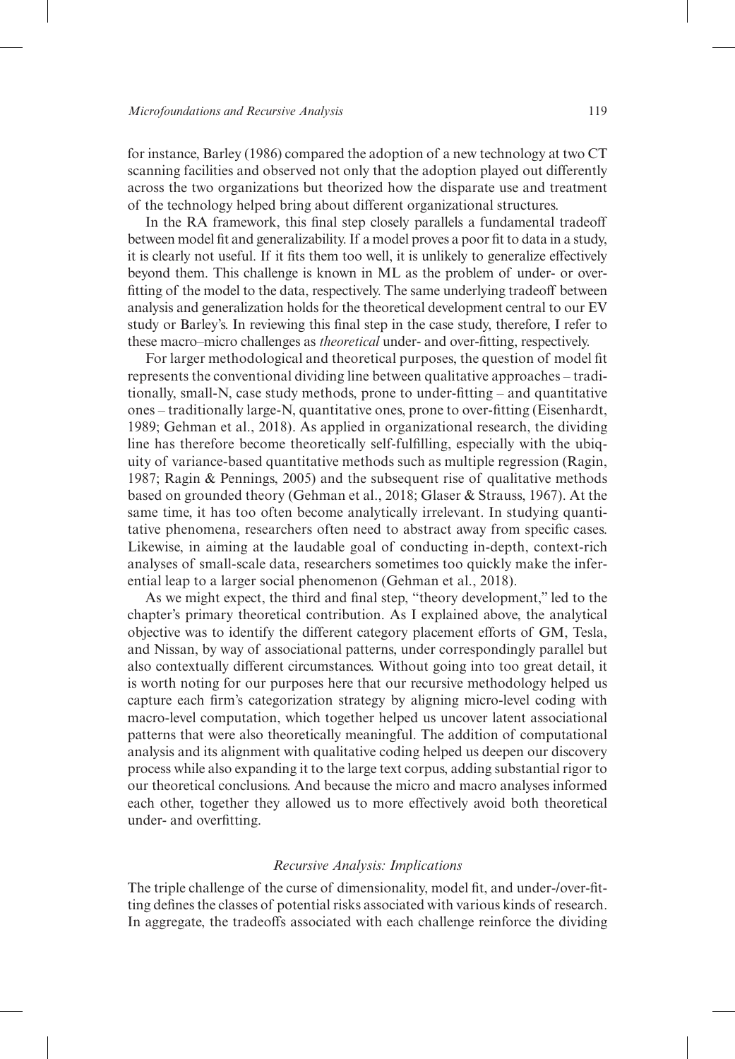for instance, Barley (1986) compared the adoption of a new technology at two CT scanning facilities and observed not only that the adoption played out differently across the two organizations but theorized how the disparate use and treatment of the technology helped bring about different organizational structures.

In the RA framework, this final step closely parallels a fundamental tradeoff between model fit and generalizability. If a model proves a poor fit to data in a study, it is clearly not useful. If it fits them too well, it is unlikely to generalize effectively beyond them. This challenge is known in ML as the problem of under- or overfitting of the model to the data, respectively. The same underlying tradeoff between analysis and generalization holds for the theoretical development central to our EV study or Barley's. In reviewing this final step in the case study, therefore, I refer to these macro–micro challenges as *theoretical* under- and over-fitting, respectively.

For larger methodological and theoretical purposes, the question of model fit represents the conventional dividing line between qualitative approaches – traditionally, small-N, case study methods, prone to under-fitting – and quantitative ones – traditionally large-N, quantitative ones, prone to over-fitting (Eisenhardt, 1989; Gehman et al., 2018). As applied in organizational research, the dividing line has therefore become theoretically self-fulfilling, especially with the ubiquity of variance-based quantitative methods such as multiple regression (Ragin, 1987; Ragin & Pennings, 2005) and the subsequent rise of qualitative methods based on grounded theory (Gehman et al., 2018; Glaser & Strauss, 1967). At the same time, it has too often become analytically irrelevant. In studying quantitative phenomena, researchers often need to abstract away from specific cases. Likewise, in aiming at the laudable goal of conducting in-depth, context-rich analyses of small-scale data, researchers sometimes too quickly make the inferential leap to a larger social phenomenon (Gehman et al., 2018).

As we might expect, the third and final step, "theory development," led to the chapter's primary theoretical contribution. As I explained above, the analytical objective was to identify the different category placement efforts of GM, Tesla, and Nissan, by way of associational patterns, under correspondingly parallel but also contextually different circumstances. Without going into too great detail, it is worth noting for our purposes here that our recursive methodology helped us capture each firm's categorization strategy by aligning micro-level coding with macro-level computation, which together helped us uncover latent associational patterns that were also theoretically meaningful. The addition of computational analysis and its alignment with qualitative coding helped us deepen our discovery process while also expanding it to the large text corpus, adding substantial rigor to our theoretical conclusions. And because the micro and macro analyses informed each other, together they allowed us to more effectively avoid both theoretical under- and overfitting.

### *Recursive Analysis: Implications*

The triple challenge of the curse of dimensionality, model fit, and under-/over-fitting defines the classes of potential risks associated with various kinds of research. In aggregate, the tradeoffs associated with each challenge reinforce the dividing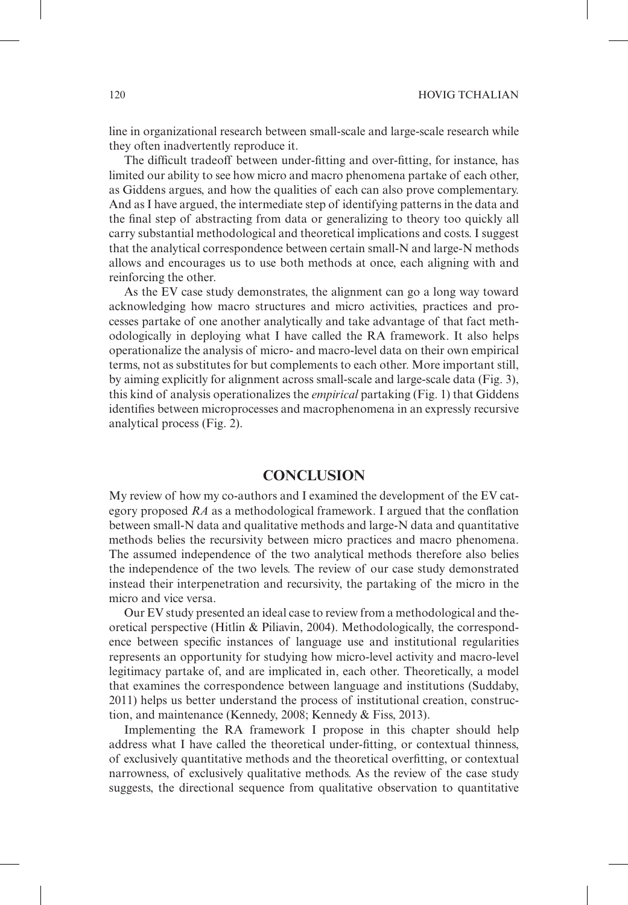line in organizational research between small-scale and large-scale research while they often inadvertently reproduce it.

The difficult tradeoff between under-fitting and over-fitting, for instance, has limited our ability to see how micro and macro phenomena partake of each other, as Giddens argues, and how the qualities of each can also prove complementary. And as I have argued, the intermediate step of identifying patterns in the data and the final step of abstracting from data or generalizing to theory too quickly all carry substantial methodological and theoretical implications and costs. I suggest that the analytical correspondence between certain small-N and large-N methods allows and encourages us to use both methods at once, each aligning with and reinforcing the other.

As the EV case study demonstrates, the alignment can go a long way toward acknowledging how macro structures and micro activities, practices and processes partake of one another analytically and take advantage of that fact methodologically in deploying what I have called the RA framework. It also helps operationalize the analysis of micro- and macro-level data on their own empirical terms, not as substitutes for but complements to each other. More important still, by aiming explicitly for alignment across small-scale and large-scale data (Fig. 3), this kind of analysis operationalizes the *empirical* partaking (Fig. 1) that Giddens identifies between microprocesses and macrophenomena in an expressly recursive analytical process (Fig. 2).

## CONCLUSION

My review of how my co-authors and I examined the development of the EV category proposed *RA* as a methodological framework. I argued that the conflation between small-N data and qualitative methods and large-N data and quantitative methods belies the recursivity between micro practices and macro phenomena. The assumed independence of the two analytical methods therefore also belies the independence of the two levels. The review of our case study demonstrated instead their interpenetration and recursivity, the partaking of the micro in the micro and vice versa.

Our EV study presented an ideal case to review from a methodological and theoretical perspective (Hitlin & Piliavin, 2004). Methodologically, the correspondence between specific instances of language use and institutional regularities represents an opportunity for studying how micro-level activity and macro-level legitimacy partake of, and are implicated in, each other. Theoretically, a model that examines the correspondence between language and institutions (Suddaby, 2011) helps us better understand the process of institutional creation, construction, and maintenance (Kennedy, 2008; Kennedy & Fiss, 2013).

Implementing the RA framework I propose in this chapter should help address what I have called the theoretical under-fitting, or contextual thinness, of exclusively quantitative methods and the theoretical overfitting, or contextual narrowness, of exclusively qualitative methods. As the review of the case study suggests, the directional sequence from qualitative observation to quantitative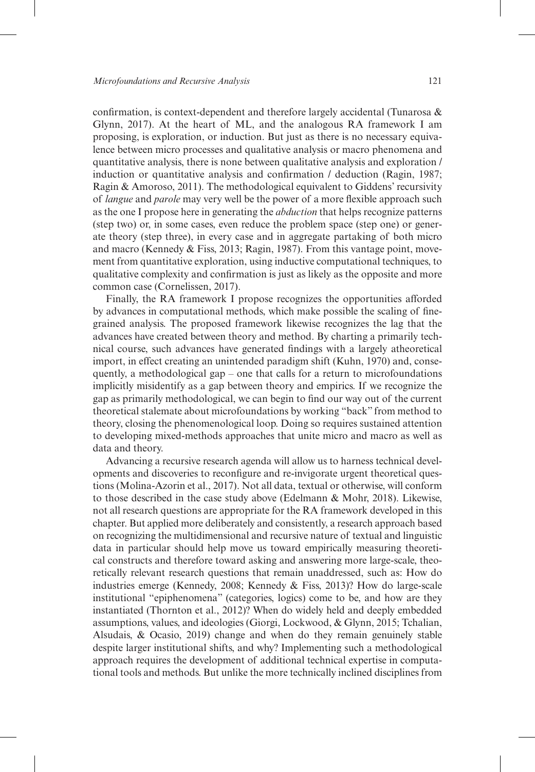confirmation, is context-dependent and therefore largely accidental (Tunarosa & Glynn, 2017). At the heart of ML, and the analogous RA framework I am proposing, is exploration, or induction. But just as there is no necessary equivalence between micro processes and qualitative analysis or macro phenomena and quantitative analysis, there is none between qualitative analysis and exploration / induction or quantitative analysis and confirmation / deduction (Ragin, 1987; Ragin & Amoroso, 2011). The methodological equivalent to Giddens' recursivity of *langue* and *parole* may very well be the power of a more flexible approach such as the one I propose here in generating the *abduction* that helps recognize patterns (step two) or, in some cases, even reduce the problem space (step one) or generate theory (step three), in every case and in aggregate partaking of both micro and macro (Kennedy & Fiss, 2013; Ragin, 1987). From this vantage point, movement from quantitative exploration, using inductive computational techniques, to qualitative complexity and confirmation is just as likely as the opposite and more common case (Cornelissen, 2017).

Finally, the RA framework I propose recognizes the opportunities afforded by advances in computational methods, which make possible the scaling of fine-grained analysis. The proposed framework likewise recognizes the lag that the advances have created between theory and method. By charting a primarily technical course, such advances have generated findings with a largely atheoretical import, in effect creating an unintended paradigm shift (Kuhn, 1970) and, consequently, a methodological gap – one that calls for a return to microfoundations implicitly misidentify as a gap between theory and empirics. If we recognize the gap as primarily methodological, we can begin to find our way out of the current theoretical stalemate about microfoundations by working "back" from method to theory, closing the phenomenological loop. Doing so requires sustained attention to developing mixed-methods approaches that unite micro and macro as well as data and theory.

Advancing a recursive research agenda will allow us to harness technical developments and discoveries to reconfigure and re-invigorate urgent theoretical questions (Molina-Azorin et al., 2017). Not all data, textual or otherwise, will conform to those described in the case study above (Edelmann & Mohr, 2018). Likewise, not all research questions are appropriate for the RA framework developed in this chapter. But applied more deliberately and consistently, a research approach based on recognizing the multidimensional and recursive nature of textual and linguistic data in particular should help move us toward empirically measuring theoretical constructs and therefore toward asking and answering more large-scale, theoretically relevant research questions that remain unaddressed, such as: How do industries emerge (Kennedy, 2008; Kennedy & Fiss, 2013)? How do large-scale institutional "epiphenomena" (categories, logics) come to be, and how are they instantiated (Thornton et al., 2012)? When do widely held and deeply embedded assumptions, values, and ideologies (Giorgi, Lockwood, & Glynn, 2015; Tchalian, Alsudais, & Ocasio, 2019) change and when do they remain genuinely stable despite larger institutional shifts, and why? Implementing such a methodological approach requires the development of additional technical expertise in computational tools and methods. But unlike the more technically inclined disciplines from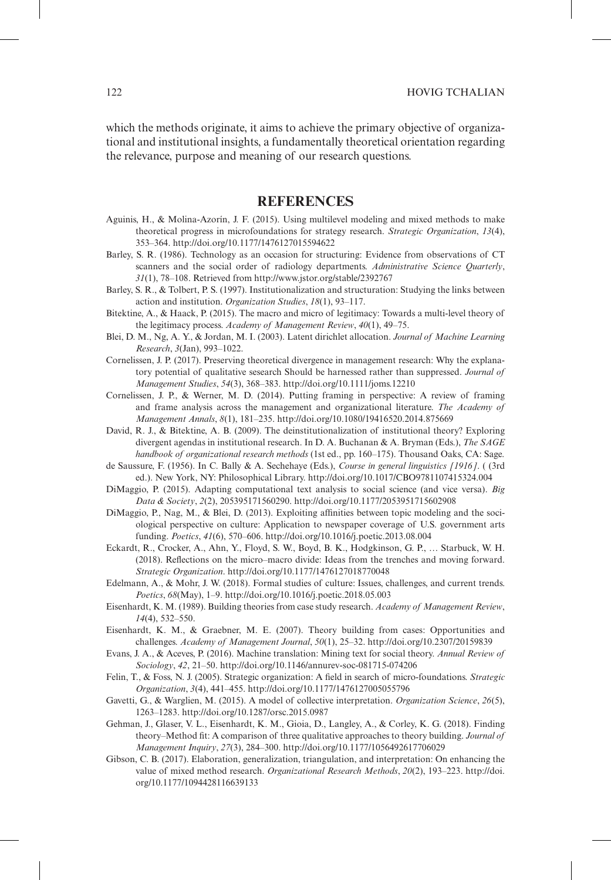which the methods originate, it aims to achieve the primary objective of organizational and institutional insights, a fundamentally theoretical orientation regarding the relevance, purpose and meaning of our research questions.

## REFERENCES

Aguinis, H., & Molina-Azorín, J. F. (2015). Using multilevel modeling and mixed methods to make theoretical progress in microfoundations for strategy research. *Strategic Organization*, *13*(4), 353–364. http://doi.org/10.1177/1476127015594622

Barley, S. R. (1986). Technology as an occasion for structuring: Evidence from observations of CT scanners and the social order of radiology departments. *Administrative Science Quarterly*, *31*(1), 78–108. Retrieved from http://www.jstor.org/stable/2392767

Barley, S. R., & Tolbert, P. S. (1997). Institutionalization and structuration: Studying the links between action and institution. *Organization Studies*, *18*(1), 93–117.

Bitektine, A., & Haack, P. (2015). The macro and micro of legitimacy: Towards a multi-level theory of the legitimacy process. *Academy of Management Review*, *40*(1), 49–75.

Blei, D. M., Ng, A. Y., & Jordan, M. I. (2003). Latent dirichlet allocation. *Journal of Machine Learning Research*, *3*(Jan), 993–1022.

Cornelissen, J. P. (2017). Preserving theoretical divergence in management research: Why the explanatory potential of qualitative sesearch Should be harnessed rather than suppressed. *Journal of Management Studies*, *54*(3), 368–383. http://doi.org/10.1111/joms.12210

Cornelissen, J. P., & Werner, M. D. (2014). Putting framing in perspective: A review of framing and frame analysis across the management and organizational literature. *The Academy of Management Annals*, *8*(1), 181–235. http://doi.org/10.1080/19416520.2014.875669

David, R. J., & Bitektine, A. B. (2009). The deinstitutionalization of institutional theory? Exploring divergent agendas in institutional research. In D. A. Buchanan & A. Bryman (Eds.), *The SAGE handbook of organizational research methods* (1st ed., pp. 160–175). Thousand Oaks, CA: Sage.

de Saussure, F. (1956). In C. Bally & A. Sechehaye (Eds.), *Course in general linguistics [1916]*. ( (3rd ed.). New York, NY: Philosophical Library. http://doi.org/10.1017/CBO9781107415324.004

DiMaggio, P. (2015). Adapting computational text analysis to social science (and vice versa). *Big Data & Society*, *2*(2), 205395171560290. http://doi.org/10.1177/2053951715602908

DiMaggio, P., Nag, M., & Blei, D. (2013). Exploiting affinities between topic modeling and the sociological perspective on culture: Application to newspaper coverage of U.S. government arts funding. *Poetics*, *41*(6), 570–606. http://doi.org/10.1016/j.poetic.2013.08.004

Eckardt, R., Crocker, A., Ahn, Y., Floyd, S. W., Boyd, B. K., Hodgkinson, G. P., … Starbuck, W. H. (2018). Reflections on the micro–macro divide: Ideas from the trenches and moving forward. *Strategic Organization*. http://doi.org/10.1177/1476127018770048

Edelmann, A., & Mohr, J. W. (2018). Formal studies of culture: Issues, challenges, and current trends. *Poetics*, *68*(May), 1–9. http://doi.org/10.1016/j.poetic.2018.05.003

Eisenhardt, K. M. (1989). Building theories from case study research. *Academy of Management Review*, *14*(4), 532–550.

Eisenhardt, K. M., & Graebner, M. E. (2007). Theory building from cases: Opportunities and challenges. *Academy of Management Journal*, *50*(1), 25–32. http://doi.org/10.2307/20159839

Evans, J. A., & Aceves, P. (2016). Machine translation: Mining text for social theory. *Annual Review of Sociology*, *42*, 21–50. http://doi.org/10.1146/annurev-soc-081715-074206

Felin, T., & Foss, N. J. (2005). Strategic organization: A field in search of micro-foundations. *Strategic Organization*, *3*(4), 441–455. http://doi.org/10.1177/1476127005055796

Gavetti, G., & Warglien, M. (2015). A model of collective interpretation. *Organization Science*, *26*(5), 1263–1283. http://doi.org/10.1287/orsc.2015.0987

Gehman, J., Glaser, V. L., Eisenhardt, K. M., Gioia, D., Langley, A., & Corley, K. G. (2018). Finding theory–Method fit: A comparison of three qualitative approaches to theory building. *Journal of Management Inquiry*, *27*(3), 284–300. http://doi.org/10.1177/1056492617706029

Gibson, C. B. (2017). Elaboration, generalization, triangulation, and interpretation: On enhancing the value of mixed method research. *Organizational Research Methods*, *20*(2), 193–223. http://doi.org/10.1177/1094428116639133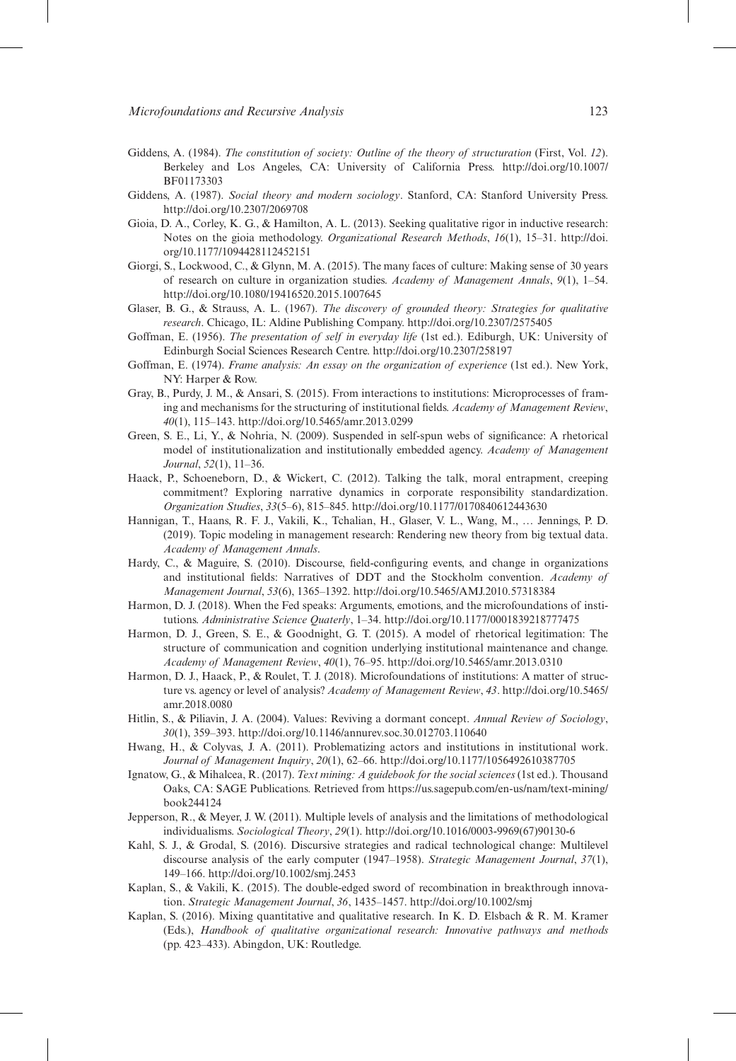Giddens, A. (1984). *The constitution of society: Outline of the theory of structuration* (First, Vol. *12*). Berkeley and Los Angeles, CA: University of California Press. http://doi.org/10.1007/BF01173303

Giddens, A. (1987). *Social theory and modern sociology*. Stanford, CA: Stanford University Press. http://doi.org/10.2307/2069708

Gioia, D. A., Corley, K. G., & Hamilton, A. L. (2013). Seeking qualitative rigor in inductive research: Notes on the gioia methodology. *Organizational Research Methods*, *16*(1), 15–31. http://doi.org/10.1177/1094428112452151

Giorgi, S., Lockwood, C., & Glynn, M. A. (2015). The many faces of culture: Making sense of 30 years of research on culture in organization studies. *Academy of Management Annals*, *9*(1), 1–54. http://doi.org/10.1080/19416520.2015.1007645

Glaser, B. G., & Strauss, A. L. (1967). *The discovery of grounded theory: Strategies for qualitative research*. Chicago, IL: Aldine Publishing Company. http://doi.org/10.2307/2575405

Goffman, E. (1956). *The presentation of self in everyday life* (1st ed.). Ediburgh, UK: University of Edinburgh Social Sciences Research Centre. http://doi.org/10.2307/258197

Goffman, E. (1974). *Frame analysis: An essay on the organization of experience* (1st ed.). New York, NY: Harper & Row.

Gray, B., Purdy, J. M., & Ansari, S. (2015). From interactions to institutions: Microprocesses of framing and mechanisms for the structuring of institutional fields. *Academy of Management Review*, *40*(1), 115–143. http://doi.org/10.5465/amr.2013.0299

Green, S. E., Li, Y., & Nohria, N. (2009). Suspended in self-spun webs of significance: A rhetorical model of institutionalization and institutionally embedded agency. *Academy of Management Journal*, *52*(1), 11–36.

Haack, P., Schoeneborn, D., & Wickert, C. (2012). Talking the talk, moral entrapment, creeping commitment? Exploring narrative dynamics in corporate responsibility standardization. *Organization Studies*, *33*(5–6), 815–845. http://doi.org/10.1177/0170840612443630

Hannigan, T., Haans, R. F. J., Vakili, K., Tchalian, H., Glaser, V. L., Wang, M., … Jennings, P. D. (2019). Topic modeling in management research: Rendering new theory from big textual data. *Academy of Management Annals*.

Hardy, C., & Maguire, S. (2010). Discourse, field-configuring events, and change in organizations and institutional fields: Narratives of DDT and the Stockholm convention. *Academy of Management Journal*, *53*(6), 1365–1392. http://doi.org/10.5465/AMJ.2010.57318384

Harmon, D. J. (2018). When the Fed speaks: Arguments, emotions, and the microfoundations of institutions. *Administrative Science Quaterly*, 1–34. http://doi.org/10.1177/0001839218777475

Harmon, D. J., Green, S. E., & Goodnight, G. T. (2015). A model of rhetorical legitimation: The structure of communication and cognition underlying institutional maintenance and change. *Academy of Management Review*, *40*(1), 76–95. http://doi.org/10.5465/amr.2013.0310

Harmon, D. J., Haack, P., & Roulet, T. J. (2018). Microfoundations of institutions: A matter of structure vs. agency or level of analysis? *Academy of Management Review*, *43*. http://doi.org/10.5465/amr.2018.0080

Hitlin, S., & Piliavin, J. A. (2004). Values: Reviving a dormant concept. *Annual Review of Sociology*, *30*(1), 359–393. http://doi.org/10.1146/annurev.soc.30.012703.110640

Hwang, H., & Colyvas, J. A. (2011). Problematizing actors and institutions in institutional work. *Journal of Management Inquiry*, *20*(1), 62–66. http://doi.org/10.1177/1056492610387705

Ignatow, G., & Mihalcea, R. (2017). *Text mining: A guidebook for the social sciences* (1st ed.). Thousand Oaks, CA: SAGE Publications. Retrieved from https://us.sagepub.com/en-us/nam/text-mining/book244124

Jepperson, R., & Meyer, J. W. (2011). Multiple levels of analysis and the limitations of methodological individualisms. *Sociological Theory*, *29*(1). http://doi.org/10.1016/0003-9969(67)90130-6

Kahl, S. J., & Grodal, S. (2016). Discursive strategies and radical technological change: Multilevel discourse analysis of the early computer (1947–1958). *Strategic Management Journal*, *37*(1), 149–166. http://doi.org/10.1002/smj.2453

Kaplan, S., & Vakili, K. (2015). The double-edged sword of recombination in breakthrough innovation. *Strategic Management Journal*, *36*, 1435–1457. http://doi.org/10.1002/smj

Kaplan, S. (2016). Mixing quantitative and qualitative research. In K. D. Elsbach & R. M. Kramer (Eds.), *Handbook of qualitative organizational research: Innovative pathways and methods* (pp. 423–433). Abingdon, UK: Routledge.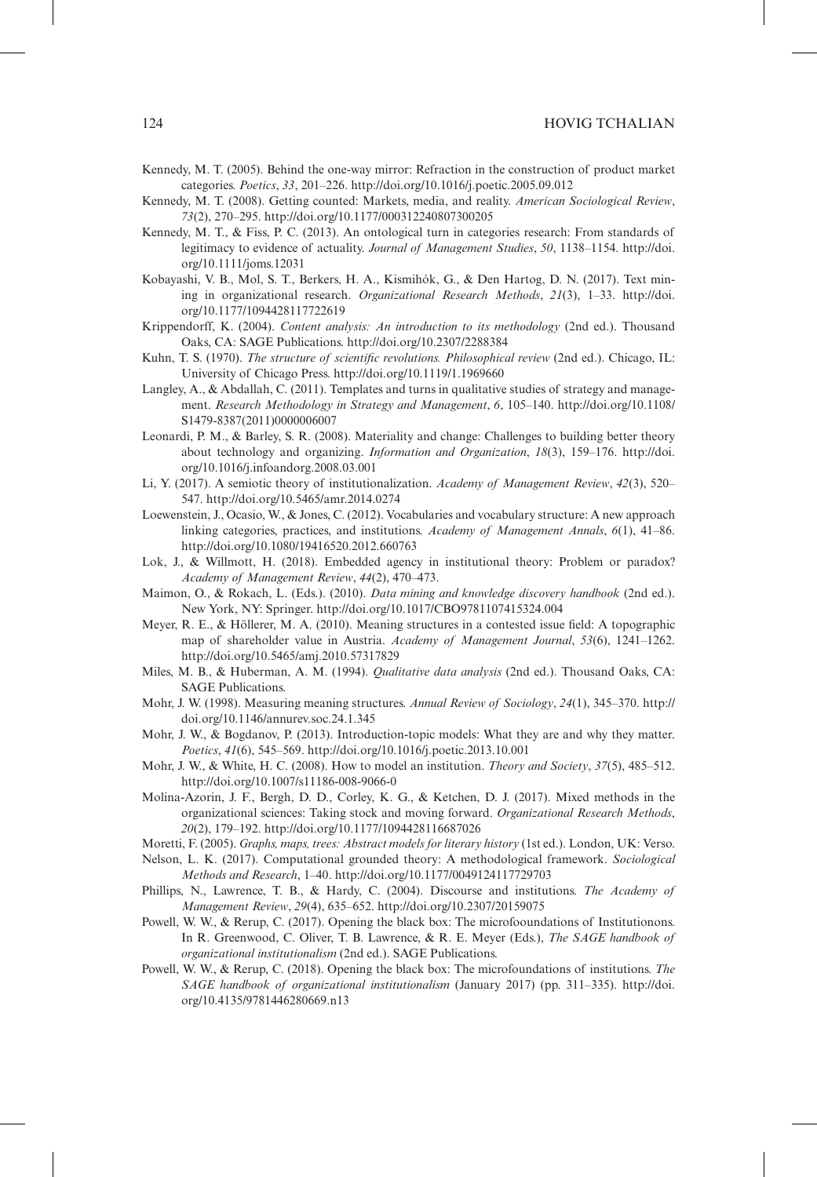Kennedy, M. T. (2005). Behind the one-way mirror: Refraction in the construction of product market categories. *Poetics*, *33*, 201–226. http://doi.org/10.1016/j.poetic.2005.09.012

Kennedy, M. T. (2008). Getting counted: Markets, media, and reality. *American Sociological Review*, *73*(2), 270–295. http://doi.org/10.1177/000312240807300205

Kennedy, M. T., & Fiss, P. C. (2013). An ontological turn in categories research: From standards of legitimacy to evidence of actuality. *Journal of Management Studies*, *50*, 1138–1154. http://doi.org/10.1111/joms.12031

Kobayashi, V. B., Mol, S. T., Berkers, H. A., Kismihók, G., & Den Hartog, D. N. (2017). Text mining in organizational research. *Organizational Research Methods*, *21*(3), 1–33. http://doi.org/10.1177/1094428117722619

Krippendorff, K. (2004). *Content analysis: An introduction to its methodology* (2nd ed.). Thousand Oaks, CA: SAGE Publications. http://doi.org/10.2307/2288384

Kuhn, T. S. (1970). *The structure of scientific revolutions. Philosophical review* (2nd ed.). Chicago, IL: University of Chicago Press. http://doi.org/10.1119/1.1969660

Langley, A., & Abdallah, C. (2011). Templates and turns in qualitative studies of strategy and management. *Research Methodology in Strategy and Management*, *6*, 105–140. http://doi.org/10.1108/S1479-8387(2011)0000006007

Leonardi, P. M., & Barley, S. R. (2008). Materiality and change: Challenges to building better theory about technology and organizing. *Information and Organization*, *18*(3), 159–176. http://doi.org/10.1016/j.infoandorg.2008.03.001

Li, Y. (2017). A semiotic theory of institutionalization. *Academy of Management Review*, *42*(3), 520–547. http://doi.org/10.5465/amr.2014.0274

Loewenstein, J., Ocasio, W., & Jones, C. (2012). Vocabularies and vocabulary structure: A new approach linking categories, practices, and institutions. *Academy of Management Annals*, *6*(1), 41–86. http://doi.org/10.1080/19416520.2012.660763

Lok, J., & Willmott, H. (2018). Embedded agency in institutional theory: Problem or paradox? *Academy of Management Review*, *44*(2), 470–473.

Maimon, O., & Rokach, L. (Eds.). (2010). *Data mining and knowledge discovery handbook* (2nd ed.). New York, NY: Springer. http://doi.org/10.1017/CBO9781107415324.004

Meyer, R. E., & Höllerer, M. A. (2010). Meaning structures in a contested issue field: A topographic map of shareholder value in Austria. *Academy of Management Journal*, *53*(6), 1241–1262. http://doi.org/10.5465/amj.2010.57317829

Miles, M. B., & Huberman, A. M. (1994). *Qualitative data analysis* (2nd ed.). Thousand Oaks, CA: SAGE Publications.

Mohr, J. W. (1998). Measuring meaning structures. *Annual Review of Sociology*, *24*(1), 345–370. http://doi.org/10.1146/annurev.soc.24.1.345

Mohr, J. W., & Bogdanov, P. (2013). Introduction-topic models: What they are and why they matter. *Poetics*, *41*(6), 545–569. http://doi.org/10.1016/j.poetic.2013.10.001

Mohr, J. W., & White, H. C. (2008). How to model an institution. *Theory and Society*, *37*(5), 485–512. http://doi.org/10.1007/s11186-008-9066-0

Molina-Azorin, J. F., Bergh, D. D., Corley, K. G., & Ketchen, D. J. (2017). Mixed methods in the organizational sciences: Taking stock and moving forward. *Organizational Research Methods*, *20*(2), 179–192. http://doi.org/10.1177/1094428116687026

Moretti, F. (2005). *Graphs, maps, trees: Abstract models for literary history* (1st ed.). London, UK: Verso.

Nelson, L. K. (2017). Computational grounded theory: A methodological framework. *Sociological Methods and Research*, 1–40. http://doi.org/10.1177/0049124117729703

Phillips, N., Lawrence, T. B., & Hardy, C. (2004). Discourse and institutions. *The Academy of Management Review*, *29*(4), 635–652. http://doi.org/10.2307/20159075

Powell, W. W., & Rerup, C. (2017). Opening the black box: The microfooundations of Institutionons. In R. Greenwood, C. Oliver, T. B. Lawrence, & R. E. Meyer (Eds.), *The SAGE handbook of organizational institutionalism* (2nd ed.). SAGE Publications.

Powell, W. W., & Rerup, C. (2018). Opening the black box: The microfoundations of institutions. *The SAGE handbook of organizational institutionalism* (January 2017) (pp. 311–335). http://doi.org/10.4135/9781446280669.n13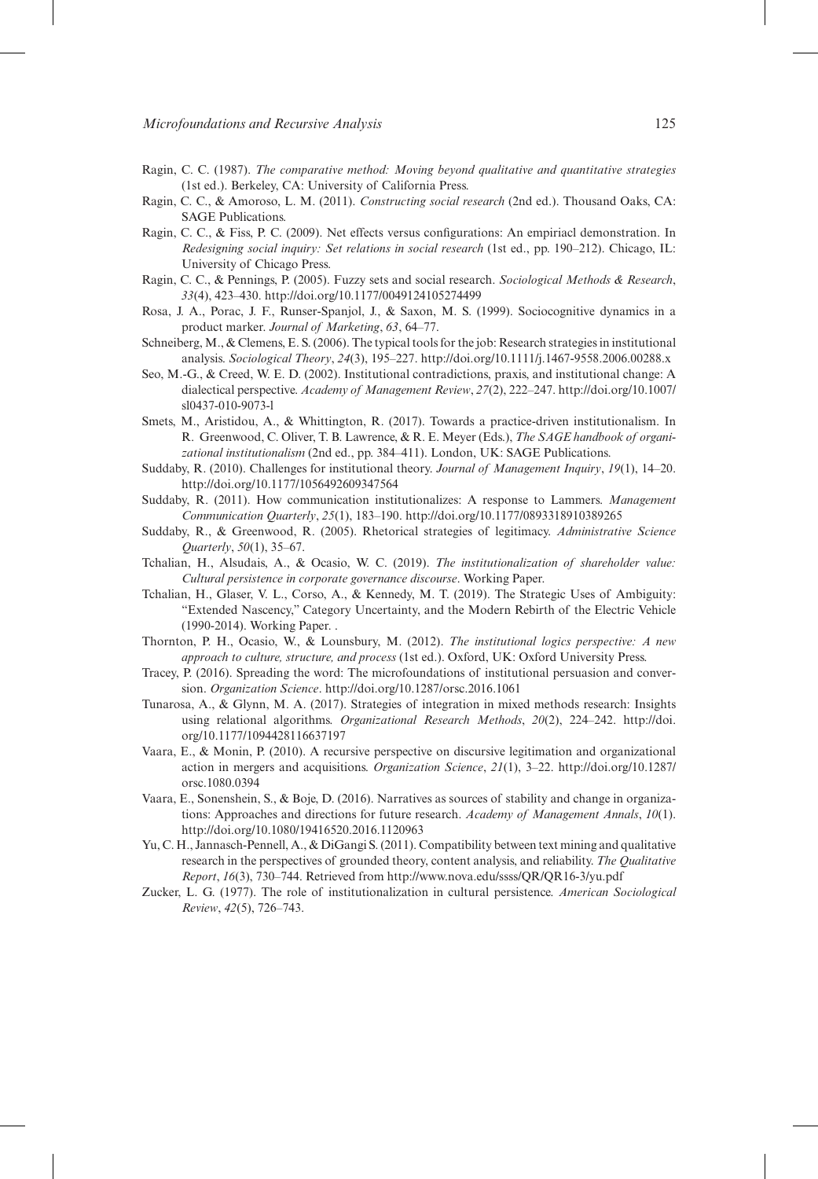Ragin, C. C. (1987). *The comparative method: Moving beyond qualitative and quantitative strategies* (1st ed.). Berkeley, CA: University of California Press.

Ragin, C. C., & Amoroso, L. M. (2011). *Constructing social research* (2nd ed.). Thousand Oaks, CA: SAGE Publications.

Ragin, C. C., & Fiss, P. C. (2009). Net effects versus configurations: An empiriacl demonstration. In *Redesigning social inquiry: Set relations in social research* (1st ed., pp. 190–212). Chicago, IL: University of Chicago Press.

Ragin, C. C., & Pennings, P. (2005). Fuzzy sets and social research. *Sociological Methods & Research*, *33*(4), 423–430. http://doi.org/10.1177/0049124105274499

Rosa, J. A., Porac, J. F., Runser-Spanjol, J., & Saxon, M. S. (1999). Sociocognitive dynamics in a product marker. *Journal of Marketing*, *63*, 64–77.

Schneiberg, M., & Clemens, E. S. (2006). The typical tools for the job: Research strategies in institutional analysis. *Sociological Theory*, *24*(3), 195–227. http://doi.org/10.1111/j.1467-9558.2006.00288.x

Seo, M.-G., & Creed, W. E. D. (2002). Institutional contradictions, praxis, and institutional change: A dialectical perspective. *Academy of Management Review*, *27*(2), 222–247. http://doi.org/10.1007/sl0437-010-9073-l

Smets, M., Aristidou, A., & Whittington, R. (2017). Towards a practice-driven institutionalism. In R. Greenwood, C. Oliver, T. B. Lawrence, & R. E. Meyer (Eds.), *The SAGE handbook of organizational institutionalism* (2nd ed., pp. 384–411). London, UK: SAGE Publications.

Suddaby, R. (2010). Challenges for institutional theory. *Journal of Management Inquiry*, *19*(1), 14–20. http://doi.org/10.1177/1056492609347564

Suddaby, R. (2011). How communication institutionalizes: A response to Lammers. *Management Communication Quarterly*, *25*(1), 183–190. http://doi.org/10.1177/0893318910389265

Suddaby, R., & Greenwood, R. (2005). Rhetorical strategies of legitimacy. *Administrative Science Quarterly*, *50*(1), 35–67.

Tchalian, H., Alsudais, A., & Ocasio, W. C. (2019). *The institutionalization of shareholder value: Cultural persistence in corporate governance discourse*. Working Paper.

Tchalian, H., Glaser, V. L., Corso, A., & Kennedy, M. T. (2019). The Strategic Uses of Ambiguity: "Extended Nascency," Category Uncertainty, and the Modern Rebirth of the Electric Vehicle (1990-2014). Working Paper. .

Thornton, P. H., Ocasio, W., & Lounsbury, M. (2012). *The institutional logics perspective: A new approach to culture, structure, and process* (1st ed.). Oxford, UK: Oxford University Press.

Tracey, P. (2016). Spreading the word: The microfoundations of institutional persuasion and conversion. *Organization Science*. http://doi.org/10.1287/orsc.2016.1061

Tunarosa, A., & Glynn, M. A. (2017). Strategies of integration in mixed methods research: Insights using relational algorithms. *Organizational Research Methods*, *20*(2), 224–242. http://doi.org/10.1177/1094428116637197

Vaara, E., & Monin, P. (2010). A recursive perspective on discursive legitimation and organizational action in mergers and acquisitions. *Organization Science*, *21*(1), 3–22. http://doi.org/10.1287/orsc.1080.0394

Vaara, E., Sonenshein, S., & Boje, D. (2016). Narratives as sources of stability and change in organizations: Approaches and directions for future research. *Academy of Management Annals*, *10*(1). http://doi.org/10.1080/19416520.2016.1120963

Yu, C. H., Jannasch-Pennell, A., & DiGangi S. (2011). Compatibility between text mining and qualitative research in the perspectives of grounded theory, content analysis, and reliability. *The Qualitative Report*, *16*(3), 730–744. Retrieved from http://www.nova.edu/ssss/QR/QR16-3/yu.pdf

Zucker, L. G. (1977). The role of institutionalization in cultural persistence. *American Sociological Review*, *42*(5), 726–743.